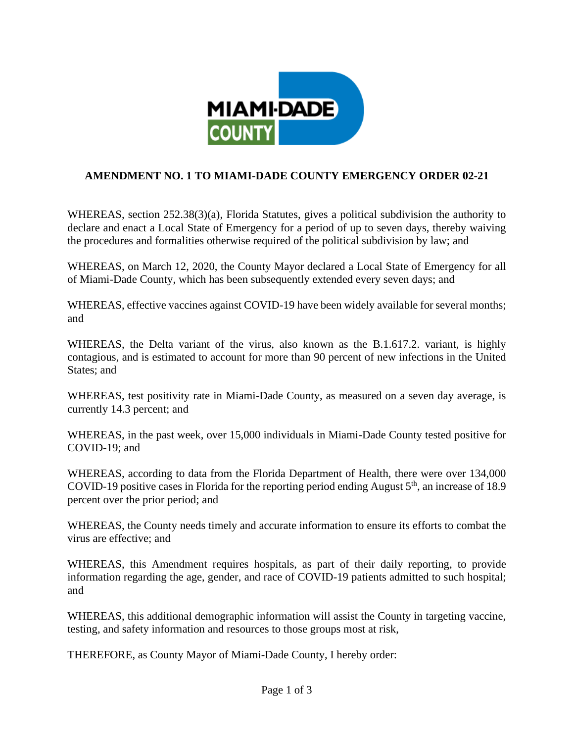## AMENDMENT NO. 1 TO MIAMI-DADE COUNTY EMERGENCY ORDER 02-21

WHEREAS, section 252.38(3)(a), Florida Statutes, gives a political subdivision the authority to declare and enact a Local State of Emergency for a period of up to seven days, thereby waiving the procedures and formalities otherwise required of the political subdivision by law; and

WHEREAS, on March 12, 2020, the County Mayor declared a Local State of Emergency for all of Miami-Dade County, which has been subsequently extended every seven days; and

WHEREAS, effective vaccines against COVID-19 have been widely available for several months; and

WHEREAS, the Delta variant of the virus, also known as the B.1.617.2. variant, is highly contagious, and is estimated to account for more than 90 percent of new infections in the United States; and

WHEREAS, test positivity rate in Miami-Dade County, as measured on a seven day average, is currently 14.3 percent; and

WHEREAS, in the past week, over 15,000 individuals in Miami-Dade County tested positive for COVID-19; and

WHEREAS, according to data from the Florida Department of Health, there were over 134,000 COVID-19 positive cases in Florida for the reporting period ending August 5th, an increase of 18.9 percent over the prior period; and

WHEREAS, the County needs timely and accurate information to ensure its efforts to combat the virus are effective; and

WHEREAS, this Amendment requires hospitals, as part of their daily reporting, to provide information regarding the age, gender, and race of COVID-19 patients admitted to such hospital; and

WHEREAS, this additional demographic information will assist the County in targeting vaccine, testing, and safety information and resources to those groups most at risk,

THEREFORE, as County Mayor of Miami-Dade County, I hereby order: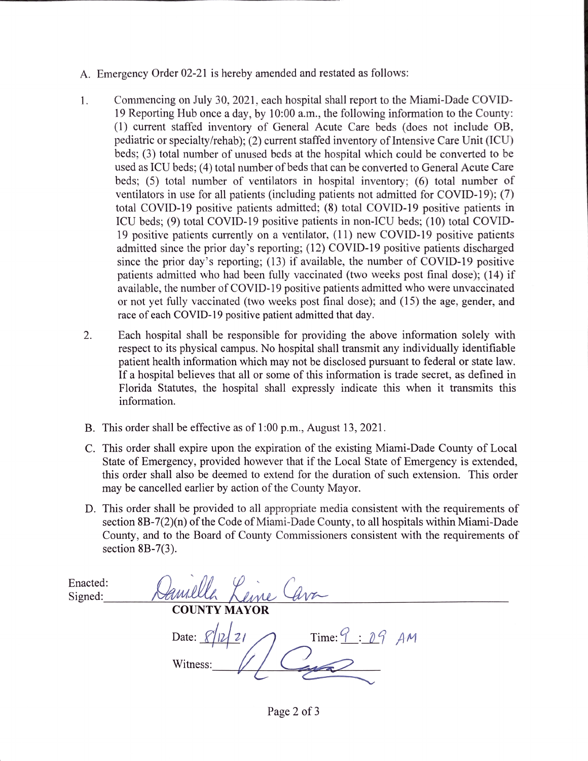A. Emergency Order 02-21 is hereby amended and restated as follows:

1. Commencing on July 30, 2021, each hospital shall report to the Miami-Dade COVID-19 Reporting Hub once a day, by 10:00 a.m., the following information to the County: (1) current staffed inventory of General Acute Care beds (does not include OB, pediatric or specialty/rehab); (2) current staffed inventory of Intensive Care Unit (ICU) beds; (3) total number of unused beds at the hospital which could be converted to be used as ICU beds; (4) total number of beds that can be converted to General Acute Care beds; (5) total number of ventilators in hospital inventory; (6) total number of ventilators in use for all patients (including patients not admitted for COVID-19); (7) total COVID-19 positive patients admitted; (8) total COVID-19 positive patients in ICU beds; (9) total COVID-19 positive patients in non-ICU beds; (10) total COVID-19 positive patients currently on a ventilator, (11) new COVID-19 positive patients admitted since the prior day's reporting; (12) COVID-19 positive patients discharged since the prior day's reporting; (13) if available, the number of COVID-19 positive patients admitted who had been fully vaccinated (two weeks post final dose); (14) if available, the number of COVID-19 positive patients admitted who were unvaccinated or not yet fully vaccinated (two weeks post final dose); and (15) the age, gender, and race of each COVID-19 positive patient admitted that day.

2. Each hospital shall be responsible for providing the above information solely with respect to its physical campus. No hospital shall transmit any individually identifiable patient health information which may not be disclosed pursuant to federal or state law. If a hospital believes that all or some of this information is trade secret, as defined in Florida Statutes, the hospital shall expressly indicate this when it transmits this information.

B. This order shall be effective as of 1:00 p.m., August 13, 2021.

C. This order shall expire upon the expiration of the existing Miami-Dade County of Local State of Emergency, provided however that if the Local State of Emergency is extended, this order shall also be deemed to extend for the duration of such extension. This order may be cancelled earlier by action of the County Mayor.

D. This order shall be provided to all appropriate media consistent with the requirements of section 8B-7(2)(n) of the Code of Miami-Dade County, to all hospitals within Miami-Dade County, and to the Board of County Commissioners consistent with the requirements of section 8B-7(3).

Enacted:
Signed: Daniella Levine Cava

**COUNTY MAYOR**

Date: 8/12/21 Time: 9:09 AM

Witness: ____________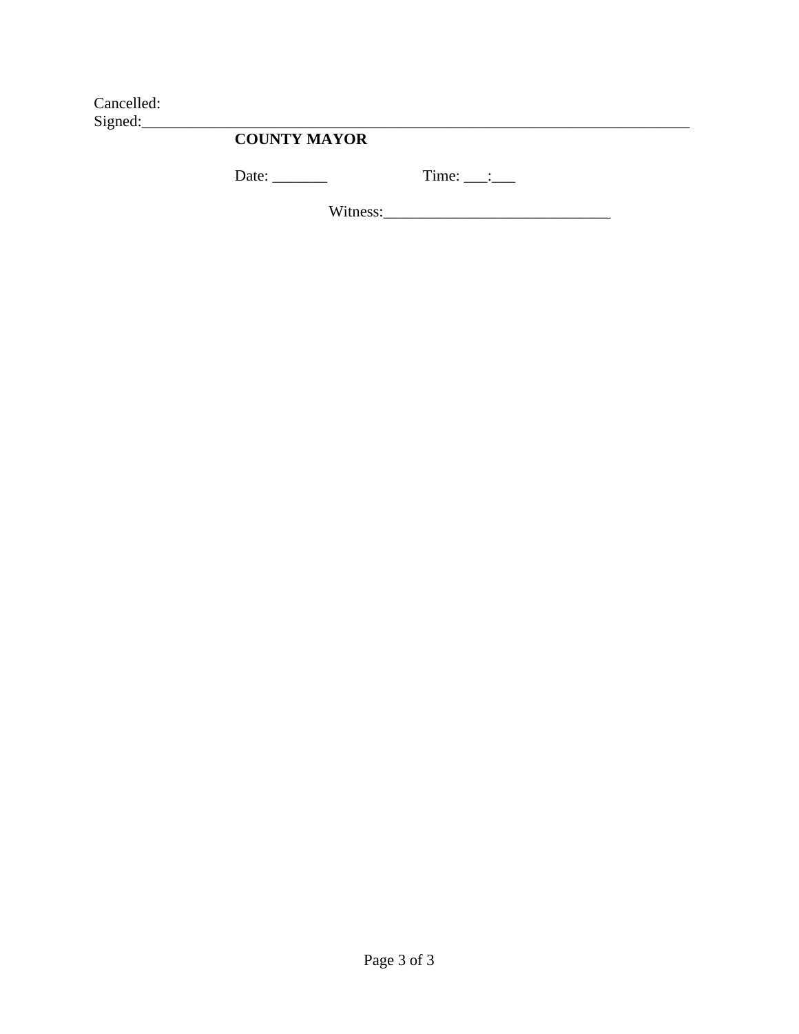Cancelled:
Signed:___________________________________________________________________________

**COUNTY MAYOR**

Date: _______ Time: ___:___

Witness:_____________________________